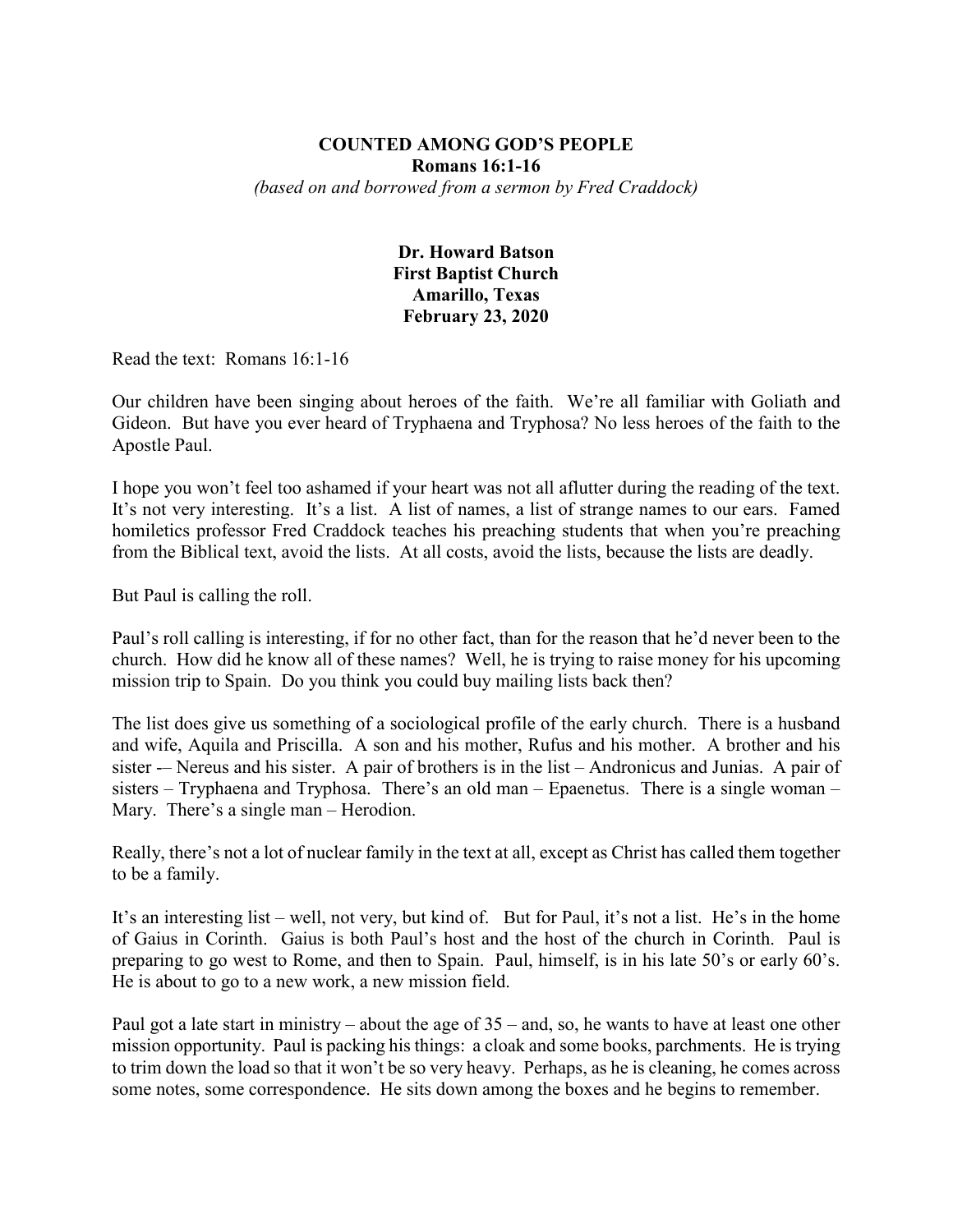# COUNTED AMONG GOD'S PEOPLE

**Romans 16:1-16**

*(based on and borrowed from a sermon by Fred Craddock)*

**Dr. Howard Batson**
**First Baptist Church**
**Amarillo, Texas**
**February 23, 2020**

Read the text: Romans 16:1-16

Our children have been singing about heroes of the faith. We're all familiar with Goliath and Gideon. But have you ever heard of Tryphaena and Tryphosa? No less heroes of the faith to the Apostle Paul.

I hope you won't feel too ashamed if your heart was not all aflutter during the reading of the text. It's not very interesting. It's a list. A list of names, a list of strange names to our ears. Famed homiletics professor Fred Craddock teaches his preaching students that when you're preaching from the Biblical text, avoid the lists. At all costs, avoid the lists, because the lists are deadly.

But Paul is calling the roll.

Paul's roll calling is interesting, if for no other fact, than for the reason that he'd never been to the church. How did he know all of these names? Well, he is trying to raise money for his upcoming mission trip to Spain. Do you think you could buy mailing lists back then?

The list does give us something of a sociological profile of the early church. There is a husband and wife, Aquila and Priscilla. A son and his mother, Rufus and his mother. A brother and his sister -– Nereus and his sister. A pair of brothers is in the list – Andronicus and Junias. A pair of sisters – Tryphaena and Tryphosa. There's an old man – Epaenetus. There is a single woman – Mary. There's a single man – Herodion.

Really, there's not a lot of nuclear family in the text at all, except as Christ has called them together to be a family.

It's an interesting list – well, not very, but kind of. But for Paul, it's not a list. He's in the home of Gaius in Corinth. Gaius is both Paul's host and the host of the church in Corinth. Paul is preparing to go west to Rome, and then to Spain. Paul, himself, is in his late 50's or early 60's. He is about to go to a new work, a new mission field.

Paul got a late start in ministry – about the age of 35 – and, so, he wants to have at least one other mission opportunity. Paul is packing his things: a cloak and some books, parchments. He is trying to trim down the load so that it won't be so very heavy. Perhaps, as he is cleaning, he comes across some notes, some correspondence. He sits down among the boxes and he begins to remember.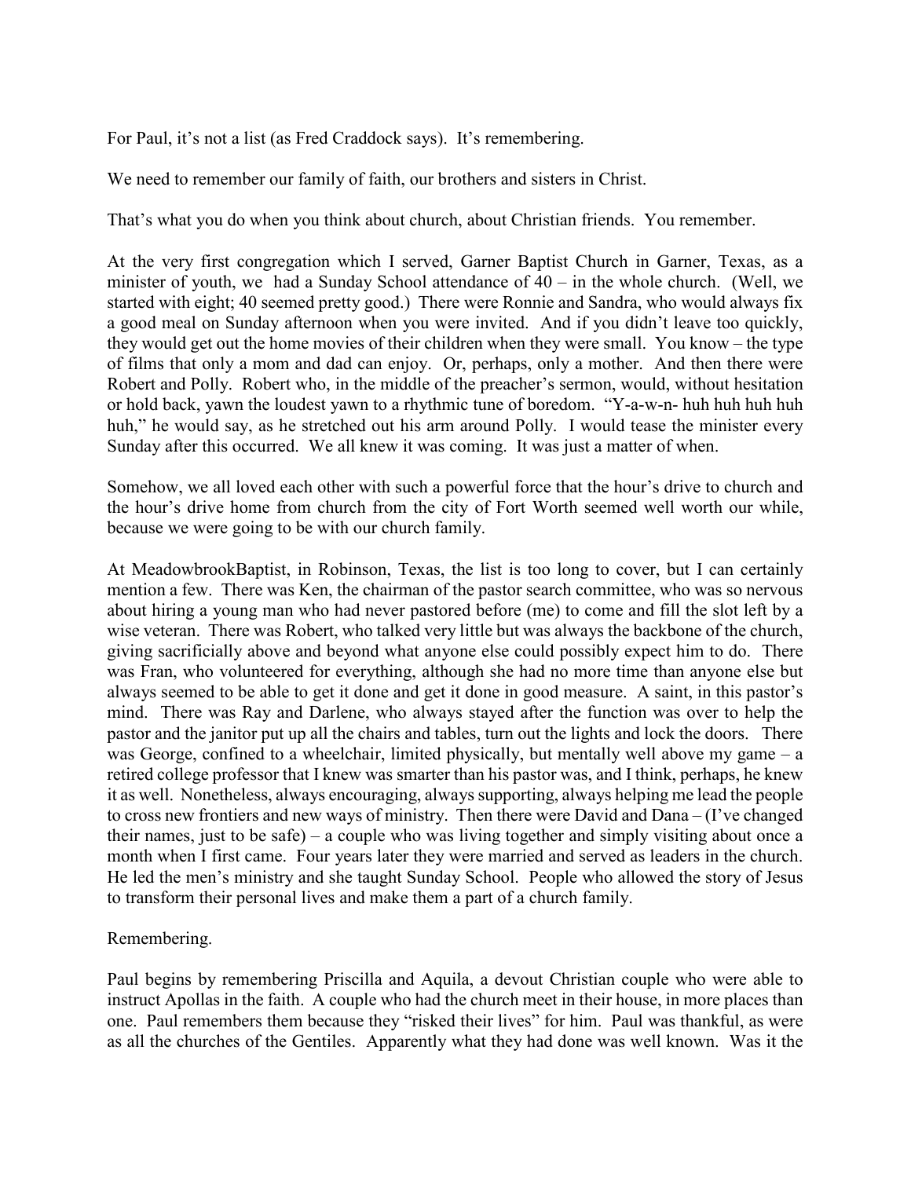For Paul, it's not a list (as Fred Craddock says). It's remembering.

We need to remember our family of faith, our brothers and sisters in Christ.

That's what you do when you think about church, about Christian friends. You remember.

At the very first congregation which I served, Garner Baptist Church in Garner, Texas, as a minister of youth, we had a Sunday School attendance of 40 – in the whole church. (Well, we started with eight; 40 seemed pretty good.) There were Ronnie and Sandra, who would always fix a good meal on Sunday afternoon when you were invited. And if you didn't leave too quickly, they would get out the home movies of their children when they were small. You know – the type of films that only a mom and dad can enjoy. Or, perhaps, only a mother. And then there were Robert and Polly. Robert who, in the middle of the preacher's sermon, would, without hesitation or hold back, yawn the loudest yawn to a rhythmic tune of boredom. "Y-a-w-n- huh huh huh huh huh," he would say, as he stretched out his arm around Polly. I would tease the minister every Sunday after this occurred. We all knew it was coming. It was just a matter of when.

Somehow, we all loved each other with such a powerful force that the hour's drive to church and the hour's drive home from church from the city of Fort Worth seemed well worth our while, because we were going to be with our church family.

At MeadowbrookBaptist, in Robinson, Texas, the list is too long to cover, but I can certainly mention a few. There was Ken, the chairman of the pastor search committee, who was so nervous about hiring a young man who had never pastored before (me) to come and fill the slot left by a wise veteran. There was Robert, who talked very little but was always the backbone of the church, giving sacrificially above and beyond what anyone else could possibly expect him to do. There was Fran, who volunteered for everything, although she had no more time than anyone else but always seemed to be able to get it done and get it done in good measure. A saint, in this pastor's mind. There was Ray and Darlene, who always stayed after the function was over to help the pastor and the janitor put up all the chairs and tables, turn out the lights and lock the doors. There was George, confined to a wheelchair, limited physically, but mentally well above my game – a retired college professor that I knew was smarter than his pastor was, and I think, perhaps, he knew it as well. Nonetheless, always encouraging, always supporting, always helping me lead the people to cross new frontiers and new ways of ministry. Then there were David and Dana – (I've changed their names, just to be safe) – a couple who was living together and simply visiting about once a month when I first came. Four years later they were married and served as leaders in the church. He led the men's ministry and she taught Sunday School. People who allowed the story of Jesus to transform their personal lives and make them a part of a church family.

Remembering.

Paul begins by remembering Priscilla and Aquila, a devout Christian couple who were able to instruct Apollas in the faith. A couple who had the church meet in their house, in more places than one. Paul remembers them because they "risked their lives" for him. Paul was thankful, as were as all the churches of the Gentiles. Apparently what they had done was well known. Was it the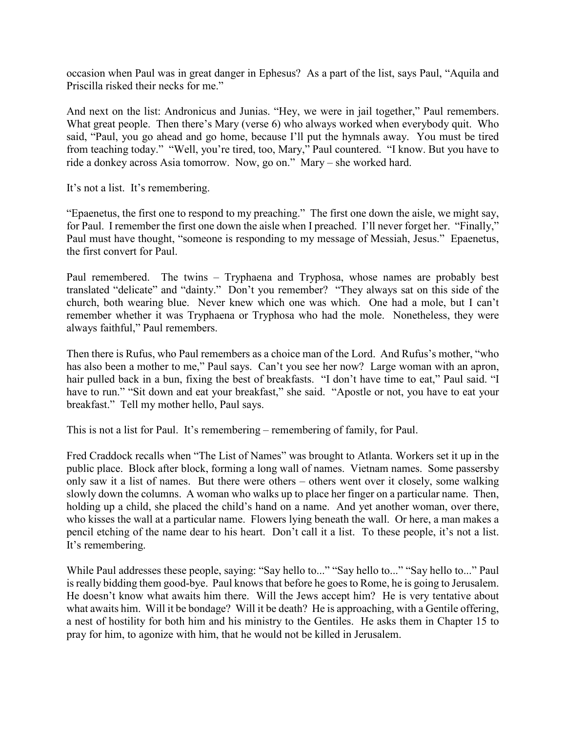occasion when Paul was in great danger in Ephesus? As a part of the list, says Paul, "Aquila and Priscilla risked their necks for me."

And next on the list: Andronicus and Junias. "Hey, we were in jail together," Paul remembers. What great people. Then there's Mary (verse 6) who always worked when everybody quit. Who said, "Paul, you go ahead and go home, because I'll put the hymnals away. You must be tired from teaching today." "Well, you're tired, too, Mary," Paul countered. "I know. But you have to ride a donkey across Asia tomorrow. Now, go on." Mary – she worked hard.

It's not a list. It's remembering.

"Epaenetus, the first one to respond to my preaching." The first one down the aisle, we might say, for Paul. I remember the first one down the aisle when I preached. I'll never forget her. "Finally," Paul must have thought, "someone is responding to my message of Messiah, Jesus." Epaenetus, the first convert for Paul.

Paul remembered. The twins – Tryphaena and Tryphosa, whose names are probably best translated "delicate" and "dainty." Don't you remember? "They always sat on this side of the church, both wearing blue. Never knew which one was which. One had a mole, but I can't remember whether it was Tryphaena or Tryphosa who had the mole. Nonetheless, they were always faithful," Paul remembers.

Then there is Rufus, who Paul remembers as a choice man of the Lord. And Rufus's mother, "who has also been a mother to me," Paul says. Can't you see her now? Large woman with an apron, hair pulled back in a bun, fixing the best of breakfasts. "I don't have time to eat," Paul said. "I have to run." "Sit down and eat your breakfast," she said. "Apostle or not, you have to eat your breakfast." Tell my mother hello, Paul says.

This is not a list for Paul. It's remembering – remembering of family, for Paul.

Fred Craddock recalls when "The List of Names" was brought to Atlanta. Workers set it up in the public place. Block after block, forming a long wall of names. Vietnam names. Some passersby only saw it a list of names. But there were others – others went over it closely, some walking slowly down the columns. A woman who walks up to place her finger on a particular name. Then, holding up a child, she placed the child's hand on a name. And yet another woman, over there, who kisses the wall at a particular name. Flowers lying beneath the wall. Or here, a man makes a pencil etching of the name dear to his heart. Don't call it a list. To these people, it's not a list. It's remembering.

While Paul addresses these people, saying: "Say hello to..." "Say hello to..." "Say hello to..." Paul is really bidding them good-bye. Paul knows that before he goes to Rome, he is going to Jerusalem. He doesn't know what awaits him there. Will the Jews accept him? He is very tentative about what awaits him. Will it be bondage? Will it be death? He is approaching, with a Gentile offering, a nest of hostility for both him and his ministry to the Gentiles. He asks them in Chapter 15 to pray for him, to agonize with him, that he would not be killed in Jerusalem.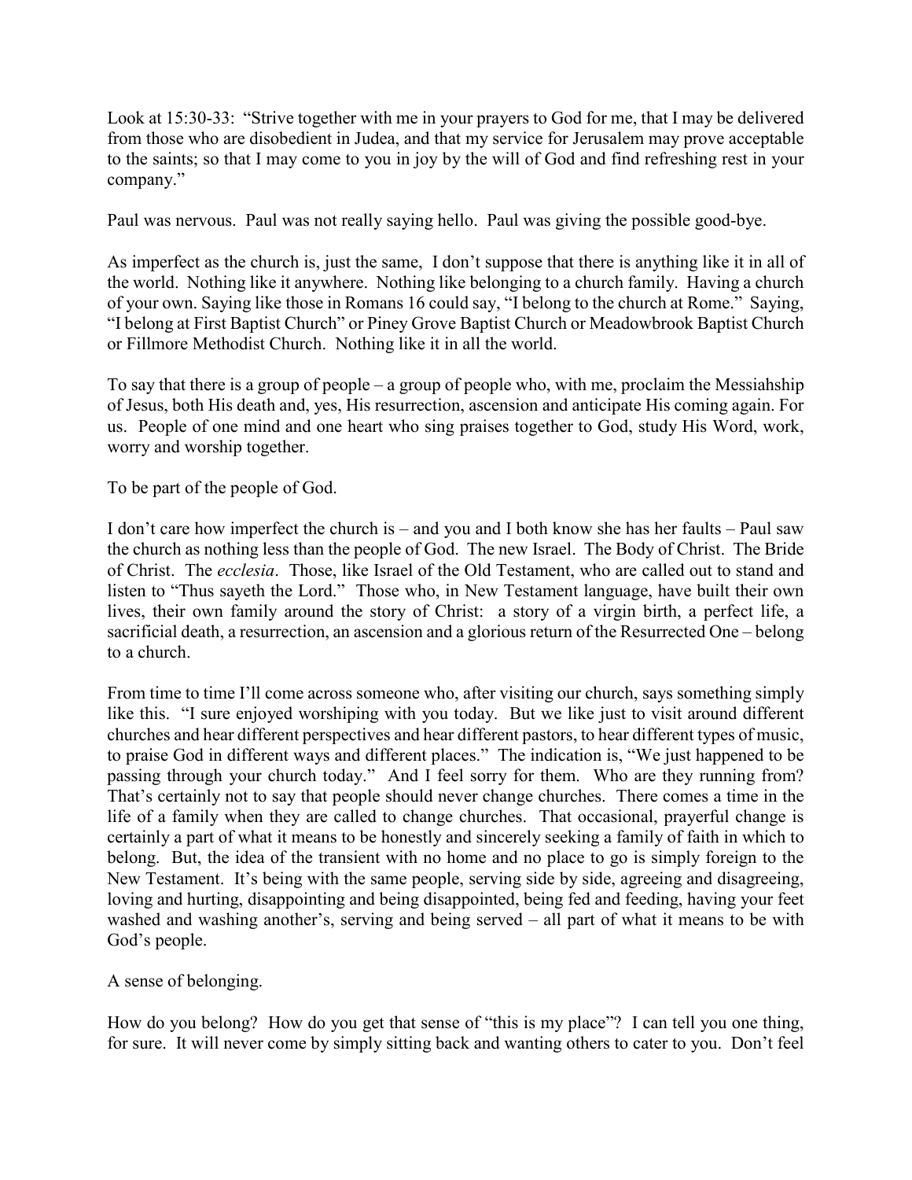Look at 15:30-33: "Strive together with me in your prayers to God for me, that I may be delivered from those who are disobedient in Judea, and that my service for Jerusalem may prove acceptable to the saints; so that I may come to you in joy by the will of God and find refreshing rest in your company."

Paul was nervous. Paul was not really saying hello. Paul was giving the possible good-bye.

As imperfect as the church is, just the same, I don't suppose that there is anything like it in all of the world. Nothing like it anywhere. Nothing like belonging to a church family. Having a church of your own. Saying like those in Romans 16 could say, "I belong to the church at Rome." Saying, "I belong at First Baptist Church" or Piney Grove Baptist Church or Meadowbrook Baptist Church or Fillmore Methodist Church. Nothing like it in all the world.

To say that there is a group of people – a group of people who, with me, proclaim the Messiahship of Jesus, both His death and, yes, His resurrection, ascension and anticipate His coming again. For us. People of one mind and one heart who sing praises together to God, study His Word, work, worry and worship together.

To be part of the people of God.

I don't care how imperfect the church is – and you and I both know she has her faults – Paul saw the church as nothing less than the people of God. The new Israel. The Body of Christ. The Bride of Christ. The *ecclesia*. Those, like Israel of the Old Testament, who are called out to stand and listen to "Thus sayeth the Lord." Those who, in New Testament language, have built their own lives, their own family around the story of Christ: a story of a virgin birth, a perfect life, a sacrificial death, a resurrection, an ascension and a glorious return of the Resurrected One – belong to a church.

From time to time I'll come across someone who, after visiting our church, says something simply like this. "I sure enjoyed worshiping with you today. But we like just to visit around different churches and hear different perspectives and hear different pastors, to hear different types of music, to praise God in different ways and different places." The indication is, "We just happened to be passing through your church today." And I feel sorry for them. Who are they running from? That's certainly not to say that people should never change churches. There comes a time in the life of a family when they are called to change churches. That occasional, prayerful change is certainly a part of what it means to be honestly and sincerely seeking a family of faith in which to belong. But, the idea of the transient with no home and no place to go is simply foreign to the New Testament. It's being with the same people, serving side by side, agreeing and disagreeing, loving and hurting, disappointing and being disappointed, being fed and feeding, having your feet washed and washing another's, serving and being served – all part of what it means to be with God's people.

A sense of belonging.

How do you belong? How do you get that sense of "this is my place"? I can tell you one thing, for sure. It will never come by simply sitting back and wanting others to cater to you. Don't feel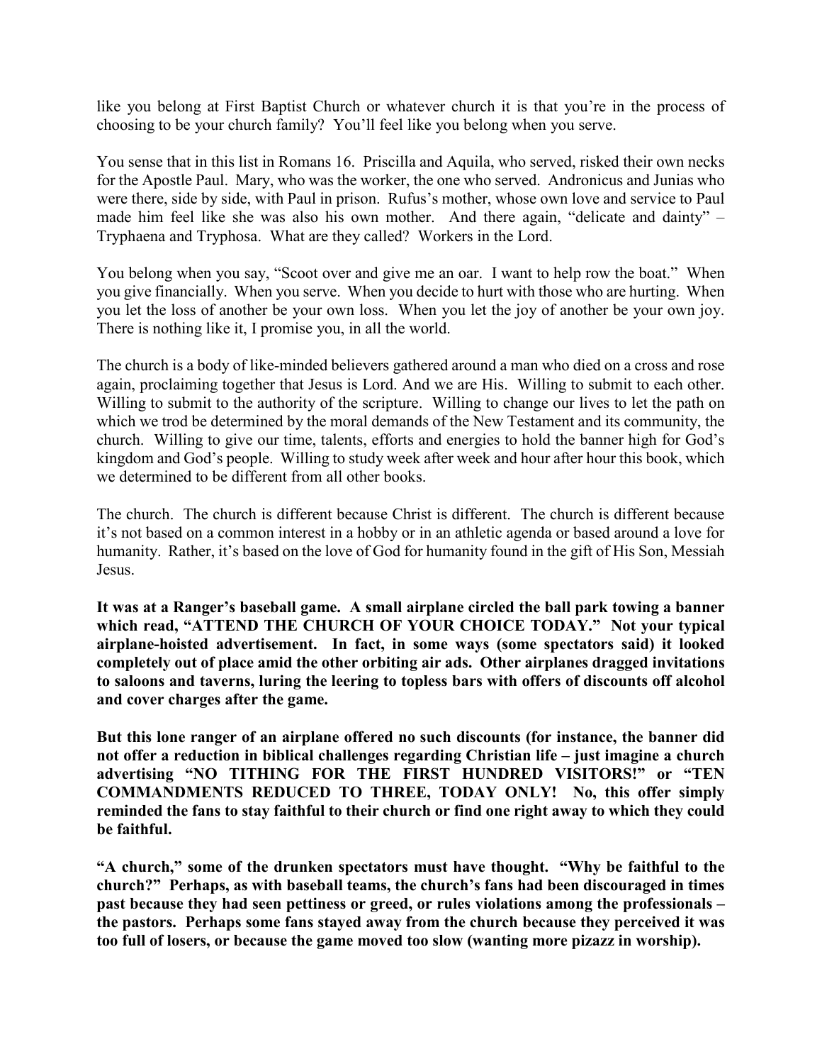like you belong at First Baptist Church or whatever church it is that you're in the process of choosing to be your church family? You'll feel like you belong when you serve.

You sense that in this list in Romans 16. Priscilla and Aquila, who served, risked their own necks for the Apostle Paul. Mary, who was the worker, the one who served. Andronicus and Junias who were there, side by side, with Paul in prison. Rufus's mother, whose own love and service to Paul made him feel like she was also his own mother. And there again, "delicate and dainty" – Tryphaena and Tryphosa. What are they called? Workers in the Lord.

You belong when you say, "Scoot over and give me an oar. I want to help row the boat." When you give financially. When you serve. When you decide to hurt with those who are hurting. When you let the loss of another be your own loss. When you let the joy of another be your own joy. There is nothing like it, I promise you, in all the world.

The church is a body of like-minded believers gathered around a man who died on a cross and rose again, proclaiming together that Jesus is Lord. And we are His. Willing to submit to each other. Willing to submit to the authority of the scripture. Willing to change our lives to let the path on which we trod be determined by the moral demands of the New Testament and its community, the church. Willing to give our time, talents, efforts and energies to hold the banner high for God's kingdom and God's people. Willing to study week after week and hour after hour this book, which we determined to be different from all other books.

The church. The church is different because Christ is different. The church is different because it's not based on a common interest in a hobby or in an athletic agenda or based around a love for humanity. Rather, it's based on the love of God for humanity found in the gift of His Son, Messiah Jesus.

**It was at a Ranger's baseball game. A small airplane circled the ball park towing a banner which read, "ATTEND THE CHURCH OF YOUR CHOICE TODAY." Not your typical airplane-hoisted advertisement. In fact, in some ways (some spectators said) it looked completely out of place amid the other orbiting air ads. Other airplanes dragged invitations to saloons and taverns, luring the leering to topless bars with offers of discounts off alcohol and cover charges after the game.**

**But this lone ranger of an airplane offered no such discounts (for instance, the banner did not offer a reduction in biblical challenges regarding Christian life – just imagine a church advertising "NO TITHING FOR THE FIRST HUNDRED VISITORS!" or "TEN COMMANDMENTS REDUCED TO THREE, TODAY ONLY! No, this offer simply reminded the fans to stay faithful to their church or find one right away to which they could be faithful.**

**"A church," some of the drunken spectators must have thought. "Why be faithful to the church?" Perhaps, as with baseball teams, the church's fans had been discouraged in times past because they had seen pettiness or greed, or rules violations among the professionals – the pastors. Perhaps some fans stayed away from the church because they perceived it was too full of losers, or because the game moved too slow (wanting more pizazz in worship).**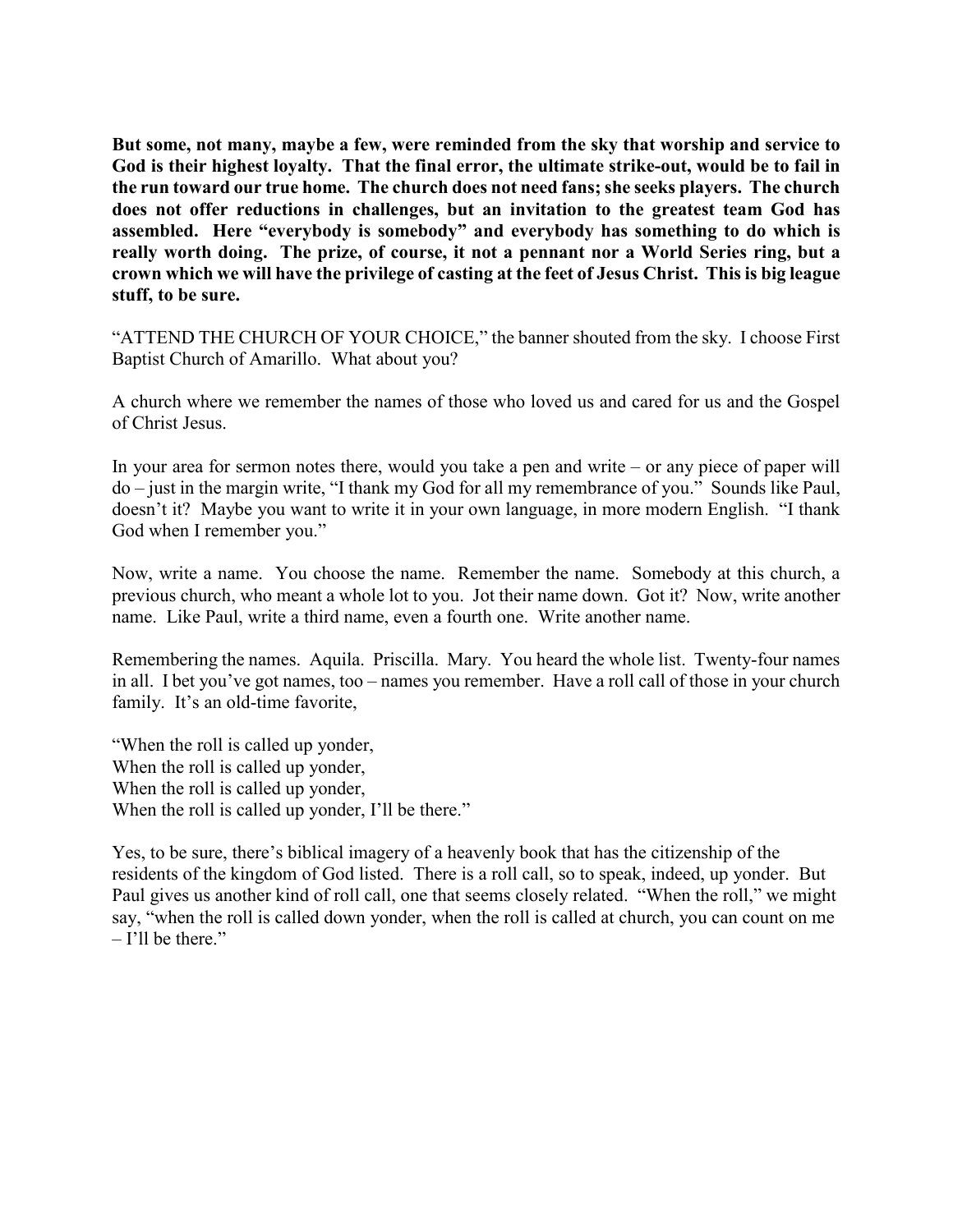**But some, not many, maybe a few, were reminded from the sky that worship and service to God is their highest loyalty. That the final error, the ultimate strike-out, would be to fail in the run toward our true home. The church does not need fans; she seeks players. The church does not offer reductions in challenges, but an invitation to the greatest team God has assembled. Here "everybody is somebody" and everybody has something to do which is really worth doing. The prize, of course, it not a pennant nor a World Series ring, but a crown which we will have the privilege of casting at the feet of Jesus Christ. This is big league stuff, to be sure.**

"ATTEND THE CHURCH OF YOUR CHOICE," the banner shouted from the sky. I choose First Baptist Church of Amarillo. What about you?

A church where we remember the names of those who loved us and cared for us and the Gospel of Christ Jesus.

In your area for sermon notes there, would you take a pen and write – or any piece of paper will do – just in the margin write, "I thank my God for all my remembrance of you." Sounds like Paul, doesn't it? Maybe you want to write it in your own language, in more modern English. "I thank God when I remember you."

Now, write a name. You choose the name. Remember the name. Somebody at this church, a previous church, who meant a whole lot to you. Jot their name down. Got it? Now, write another name. Like Paul, write a third name, even a fourth one. Write another name.

Remembering the names. Aquila. Priscilla. Mary. You heard the whole list. Twenty-four names in all. I bet you've got names, too – names you remember. Have a roll call of those in your church family. It's an old-time favorite,

"When the roll is called up yonder,
When the roll is called up yonder,
When the roll is called up yonder,
When the roll is called up yonder, I'll be there."

Yes, to be sure, there's biblical imagery of a heavenly book that has the citizenship of the residents of the kingdom of God listed. There is a roll call, so to speak, indeed, up yonder. But Paul gives us another kind of roll call, one that seems closely related. "When the roll," we might say, "when the roll is called down yonder, when the roll is called at church, you can count on me – I'll be there."